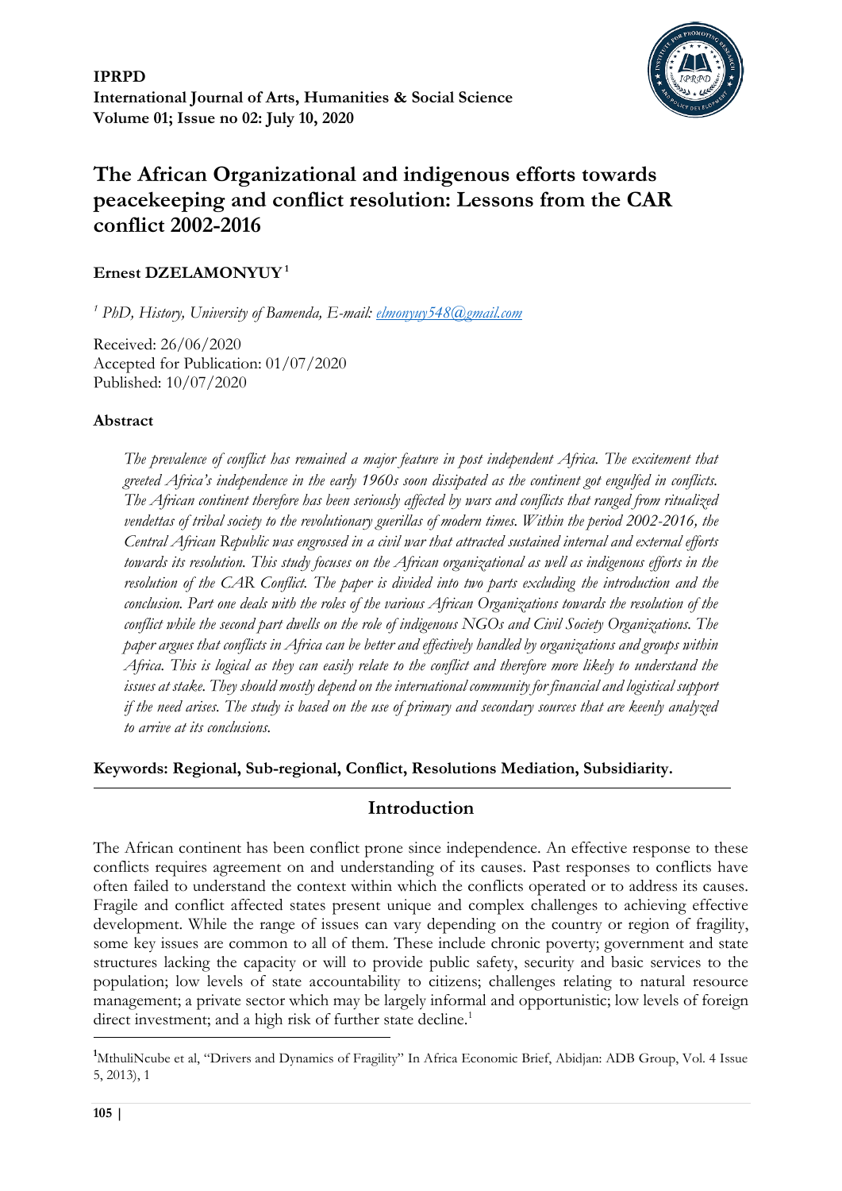**IPRPD**
**International Journal of Arts, Humanities & Social Science**
**Volume 01; Issue no 02: July 10, 2020**

# The African Organizational and indigenous efforts towards peacekeeping and conflict resolution: Lessons from the CAR conflict 2002-2016

**Ernest DZELAMONYUY** [1]

[1] *PhD, History, University of Bamenda, E-mail: elmonyuy548@gmail.com*

Received: 26/06/2020
Accepted for Publication: 01/07/2020
Published: 10/07/2020

### Abstract

*The prevalence of conflict has remained a major feature in post independent Africa. The excitement that greeted Africa's independence in the early 1960s soon dissipated as the continent got engulfed in conflicts. The African continent therefore has been seriously affected by wars and conflicts that ranged from ritualized vendettas of tribal society to the revolutionary guerillas of modern times. Within the period 2002-2016, the Central African Republic was engrossed in a civil war that attracted sustained internal and external efforts towards its resolution. This study focuses on the African organizational as well as indigenous efforts in the resolution of the CAR Conflict. The paper is divided into two parts excluding the introduction and the conclusion. Part one deals with the roles of the various African Organizations towards the resolution of the conflict while the second part dwells on the role of indigenous NGOs and Civil Society Organizations. The paper argues that conflicts in Africa can be better and effectively handled by organizations and groups within Africa. This is logical as they can easily relate to the conflict and therefore more likely to understand the issues at stake. They should mostly depend on the international community for financial and logistical support if the need arises. The study is based on the use of primary and secondary sources that are keenly analyzed to arrive at its conclusions.*

**Keywords: Regional, Sub-regional, Conflict, Resolutions Mediation, Subsidiarity.**

## Introduction

The African continent has been conflict prone since independence. An effective response to these conflicts requires agreement on and understanding of its causes. Past responses to conflicts have often failed to understand the context within which the conflicts operated or to address its causes. Fragile and conflict affected states present unique and complex challenges to achieving effective development. While the range of issues can vary depending on the country or region of fragility, some key issues are common to all of them. These include chronic poverty; government and state structures lacking the capacity or will to provide public safety, security and basic services to the population; low levels of state accountability to citizens; challenges relating to natural resource management; a private sector which may be largely informal and opportunistic; low levels of foreign direct investment; and a high risk of further state decline.[1]

---

[1] MthuliNcube et al, "Drivers and Dynamics of Fragility" In Africa Economic Brief, Abidjan: ADB Group, Vol. 4 Issue 5, 2013), 1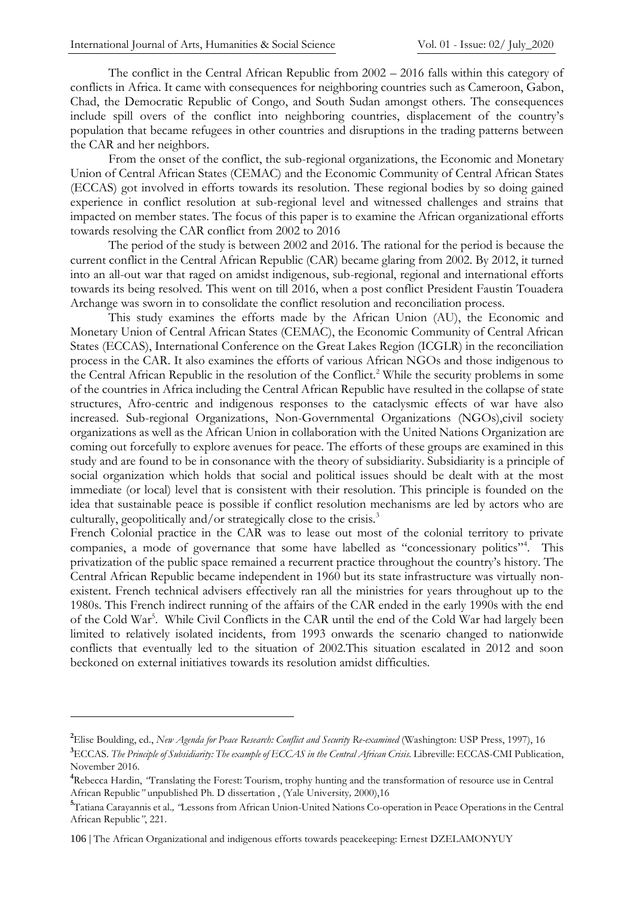The conflict in the Central African Republic from 2002 – 2016 falls within this category of conflicts in Africa. It came with consequences for neighboring countries such as Cameroon, Gabon, Chad, the Democratic Republic of Congo, and South Sudan amongst others. The consequences include spill overs of the conflict into neighboring countries, displacement of the country's population that became refugees in other countries and disruptions in the trading patterns between the CAR and her neighbors.

From the onset of the conflict, the sub-regional organizations, the Economic and Monetary Union of Central African States (CEMAC) and the Economic Community of Central African States (ECCAS) got involved in efforts towards its resolution. These regional bodies by so doing gained experience in conflict resolution at sub-regional level and witnessed challenges and strains that impacted on member states. The focus of this paper is to examine the African organizational efforts towards resolving the CAR conflict from 2002 to 2016

The period of the study is between 2002 and 2016. The rational for the period is because the current conflict in the Central African Republic (CAR) became glaring from 2002. By 2012, it turned into an all-out war that raged on amidst indigenous, sub-regional, regional and international efforts towards its being resolved. This went on till 2016, when a post conflict President Faustin Touadera Archange was sworn in to consolidate the conflict resolution and reconciliation process.

This study examines the efforts made by the African Union (AU), the Economic and Monetary Union of Central African States (CEMAC), the Economic Community of Central African States (ECCAS), International Conference on the Great Lakes Region (ICGLR) in the reconciliation process in the CAR. It also examines the efforts of various African NGOs and those indigenous to the Central African Republic in the resolution of the Conflict.[2] While the security problems in some of the countries in Africa including the Central African Republic have resulted in the collapse of state structures, Afro-centric and indigenous responses to the cataclysmic effects of war have also increased. Sub-regional Organizations, Non-Governmental Organizations (NGOs),civil society organizations as well as the African Union in collaboration with the United Nations Organization are coming out forcefully to explore avenues for peace. The efforts of these groups are examined in this study and are found to be in consonance with the theory of subsidiarity. Subsidiarity is a principle of social organization which holds that social and political issues should be dealt with at the most immediate (or local) level that is consistent with their resolution. This principle is founded on the idea that sustainable peace is possible if conflict resolution mechanisms are led by actors who are culturally, geopolitically and/or strategically close to the crisis.[3]

French Colonial practice in the CAR was to lease out most of the colonial territory to private companies, a mode of governance that some have labelled as "concessionary politics"[4]. This privatization of the public space remained a recurrent practice throughout the country's history. The Central African Republic became independent in 1960 but its state infrastructure was virtually non-existent. French technical advisers effectively ran all the ministries for years throughout up to the 1980s. This French indirect running of the affairs of the CAR ended in the early 1990s with the end of the Cold War[5]. While Civil Conflicts in the CAR until the end of the Cold War had largely been limited to relatively isolated incidents, from 1993 onwards the scenario changed to nationwide conflicts that eventually led to the situation of 2002.This situation escalated in 2012 and soon beckoned on external initiatives towards its resolution amidst difficulties.

---

[2] Elise Boulding, ed., *New Agenda for Peace Research: Conflict and Security Re-examined* (Washington: USP Press, 1997), 16

[3] ECCAS. *The Principle of Subsidiarity: The example of ECCAS in the Central African Crisis.* Libreville: ECCAS-CMI Publication, November 2016.

[4] Rebecca Hardin, *"*Translating the Forest: Tourism, trophy hunting and the transformation of resource use in Central African Republic*"* unpublished Ph. D dissertation , (Yale University*,* 2000),16

[5] Tatiana Carayannis et al*., "*Lessons from African Union-United Nations Co-operation in Peace Operations in the Central African Republic*"*, 221.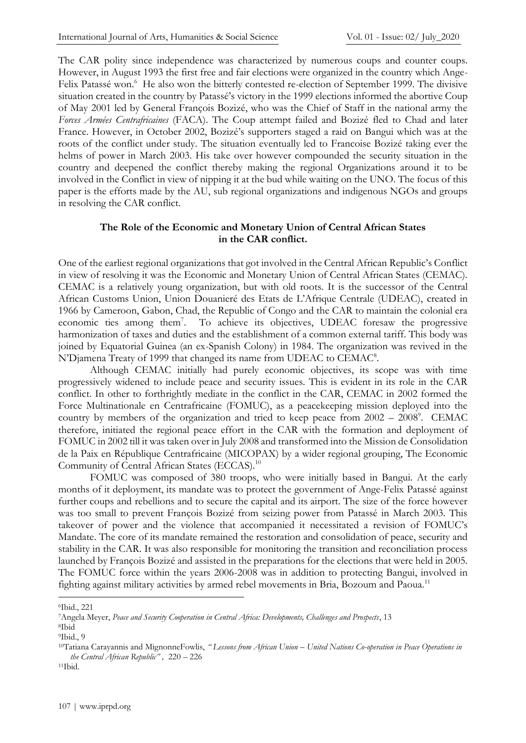The CAR polity since independence was characterized by numerous coups and counter coups. However, in August 1993 the first free and fair elections were organized in the country which Ange-Felix Patassé won.[6] He also won the bitterly contested re-election of September 1999. The divisive situation created in the country by Patassé's victory in the 1999 elections informed the abortive Coup of May 2001 led by General François Bozizé, who was the Chief of Staff in the national army the *Forces Armées Centrafricaines* (FACA). The Coup attempt failed and Bozizé fled to Chad and later France. However, in October 2002, Bozizé's supporters staged a raid on Bangui which was at the roots of the conflict under study. The situation eventually led to Francoise Bozizé taking ever the helms of power in March 2003. His take over however compounded the security situation in the country and deepened the conflict thereby making the regional Organizations around it to be involved in the Conflict in view of nipping it at the bud while waiting on the UNO. The focus of this paper is the efforts made by the AU, sub regional organizations and indigenous NGOs and groups in resolving the CAR conflict.

## The Role of the Economic and Monetary Union of Central African States in the CAR conflict.

One of the earliest regional organizations that got involved in the Central African Republic's Conflict in view of resolving it was the Economic and Monetary Union of Central African States (CEMAC). CEMAC is a relatively young organization, but with old roots. It is the successor of the Central African Customs Union, Union Douanieré des Etats de L'Afrique Centrale (UDEAC), created in 1966 by Cameroon, Gabon, Chad, the Republic of Congo and the CAR to maintain the colonial era economic ties among them[7]. To achieve its objectives, UDEAC foresaw the progressive harmonization of taxes and duties and the establishment of a common external tariff. This body was joined by Equatorial Guinea (an ex-Spanish Colony) in 1984. The organization was revived in the N'Djamena Treaty of 1999 that changed its name from UDEAC to CEMAC[8].

Although CEMAC initially had purely economic objectives, its scope was with time progressively widened to include peace and security issues. This is evident in its role in the CAR conflict. In other to forthrightly mediate in the conflict in the CAR, CEMAC in 2002 formed the Force Multinationale en Centrafricaine (FOMUC), as a peacekeeping mission deployed into the country by members of the organization and tried to keep peace from 2002 – 2008[9]. CEMAC therefore, initiated the regional peace effort in the CAR with the formation and deployment of FOMUC in 2002 till it was taken over in July 2008 and transformed into the Mission de Consolidation de la Paix en République Centrafricaine (MICOPAX) by a wider regional grouping, The Economic Community of Central African States (ECCAS).[10]

FOMUC was composed of 380 troops, who were initially based in Bangui. At the early months of it deployment, its mandate was to protect the government of Ange-Felix Patassé against further coups and rebellions and to secure the capital and its airport. The size of the force however was too small to prevent François Bozizé from seizing power from Patassé in March 2003. This takeover of power and the violence that accompanied it necessitated a revision of FOMUC's Mandate. The core of its mandate remained the restoration and consolidation of peace, security and stability in the CAR. It was also responsible for monitoring the transition and reconciliation process launched by François Bozizé and assisted in the preparations for the elections that were held in 2005. The FOMUC force within the years 2006-2008 was in addition to protecting Bangui, involved in fighting against military activities by armed rebel movements in Bria, Bozoum and Paoua.[11]

---

[6] Ibid., 221

[7] Angela Meyer, *Peace and Security Cooperation in Central Africa: Developments, Challenges and Prospects*, 13

[8] Ibid

[9] Ibid., 9

[10] Tatiana Carayannis and MignonneFowlis, *"Lessons from African Union – United Nations Co-operation in Peace Operations in the Central African Republic"*, 220 – 226

[11] Ibid.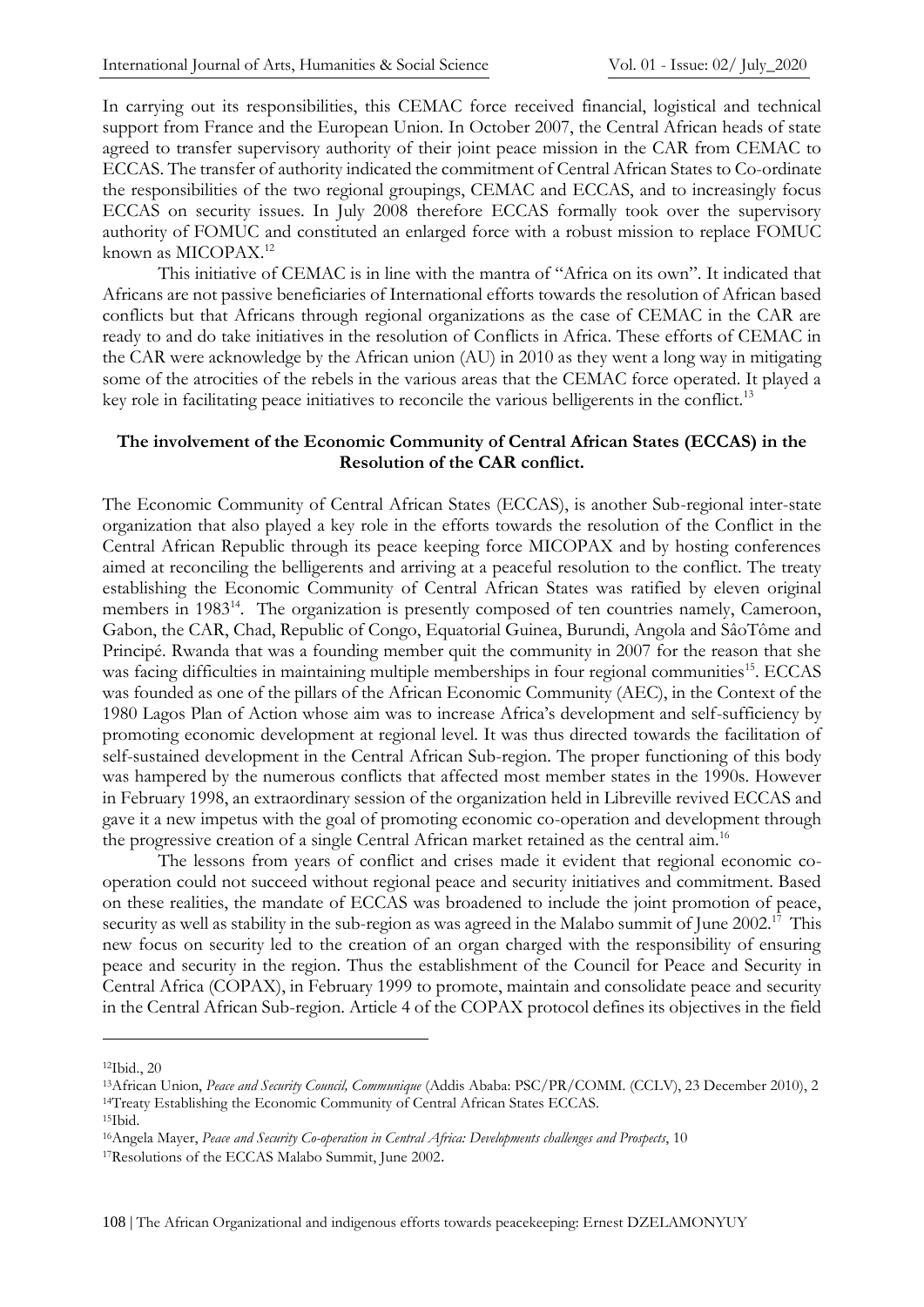In carrying out its responsibilities, this CEMAC force received financial, logistical and technical support from France and the European Union. In October 2007, the Central African heads of state agreed to transfer supervisory authority of their joint peace mission in the CAR from CEMAC to ECCAS. The transfer of authority indicated the commitment of Central African States to Co-ordinate the responsibilities of the two regional groupings, CEMAC and ECCAS, and to increasingly focus ECCAS on security issues. In July 2008 therefore ECCAS formally took over the supervisory authority of FOMUC and constituted an enlarged force with a robust mission to replace FOMUC known as MICOPAX.[12]

This initiative of CEMAC is in line with the mantra of "Africa on its own". It indicated that Africans are not passive beneficiaries of International efforts towards the resolution of African based conflicts but that Africans through regional organizations as the case of CEMAC in the CAR are ready to and do take initiatives in the resolution of Conflicts in Africa. These efforts of CEMAC in the CAR were acknowledge by the African union (AU) in 2010 as they went a long way in mitigating some of the atrocities of the rebels in the various areas that the CEMAC force operated. It played a key role in facilitating peace initiatives to reconcile the various belligerents in the conflict.[13]

### The involvement of the Economic Community of Central African States (ECCAS) in the Resolution of the CAR conflict.

The Economic Community of Central African States (ECCAS), is another Sub-regional inter-state organization that also played a key role in the efforts towards the resolution of the Conflict in the Central African Republic through its peace keeping force MICOPAX and by hosting conferences aimed at reconciling the belligerents and arriving at a peaceful resolution to the conflict. The treaty establishing the Economic Community of Central African States was ratified by eleven original members in 1983[14]. The organization is presently composed of ten countries namely, Cameroon, Gabon, the CAR, Chad, Republic of Congo, Equatorial Guinea, Burundi, Angola and SâoTôme and Principé. Rwanda that was a founding member quit the community in 2007 for the reason that she was facing difficulties in maintaining multiple memberships in four regional communities[15]. ECCAS was founded as one of the pillars of the African Economic Community (AEC), in the Context of the 1980 Lagos Plan of Action whose aim was to increase Africa's development and self-sufficiency by promoting economic development at regional level. It was thus directed towards the facilitation of self-sustained development in the Central African Sub-region. The proper functioning of this body was hampered by the numerous conflicts that affected most member states in the 1990s. However in February 1998, an extraordinary session of the organization held in Libreville revived ECCAS and gave it a new impetus with the goal of promoting economic co-operation and development through the progressive creation of a single Central African market retained as the central aim.[16]

The lessons from years of conflict and crises made it evident that regional economic co-operation could not succeed without regional peace and security initiatives and commitment. Based on these realities, the mandate of ECCAS was broadened to include the joint promotion of peace, security as well as stability in the sub-region as was agreed in the Malabo summit of June 2002.[17] This new focus on security led to the creation of an organ charged with the responsibility of ensuring peace and security in the region. Thus the establishment of the Council for Peace and Security in Central Africa (COPAX), in February 1999 to promote, maintain and consolidate peace and security in the Central African Sub-region. Article 4 of the COPAX protocol defines its objectives in the field

---

[12]Ibid., 20

[13]African Union, *Peace and Security Council, Communique* (Addis Ababa: PSC/PR/COMM. (CCLV), 23 December 2010), 2

[14]Treaty Establishing the Economic Community of Central African States ECCAS.

[15]Ibid.

[16]Angela Mayer, *Peace and Security Co-operation in Central Africa: Developments challenges and Prospects*, 10

[17]Resolutions of the ECCAS Malabo Summit, June 2002.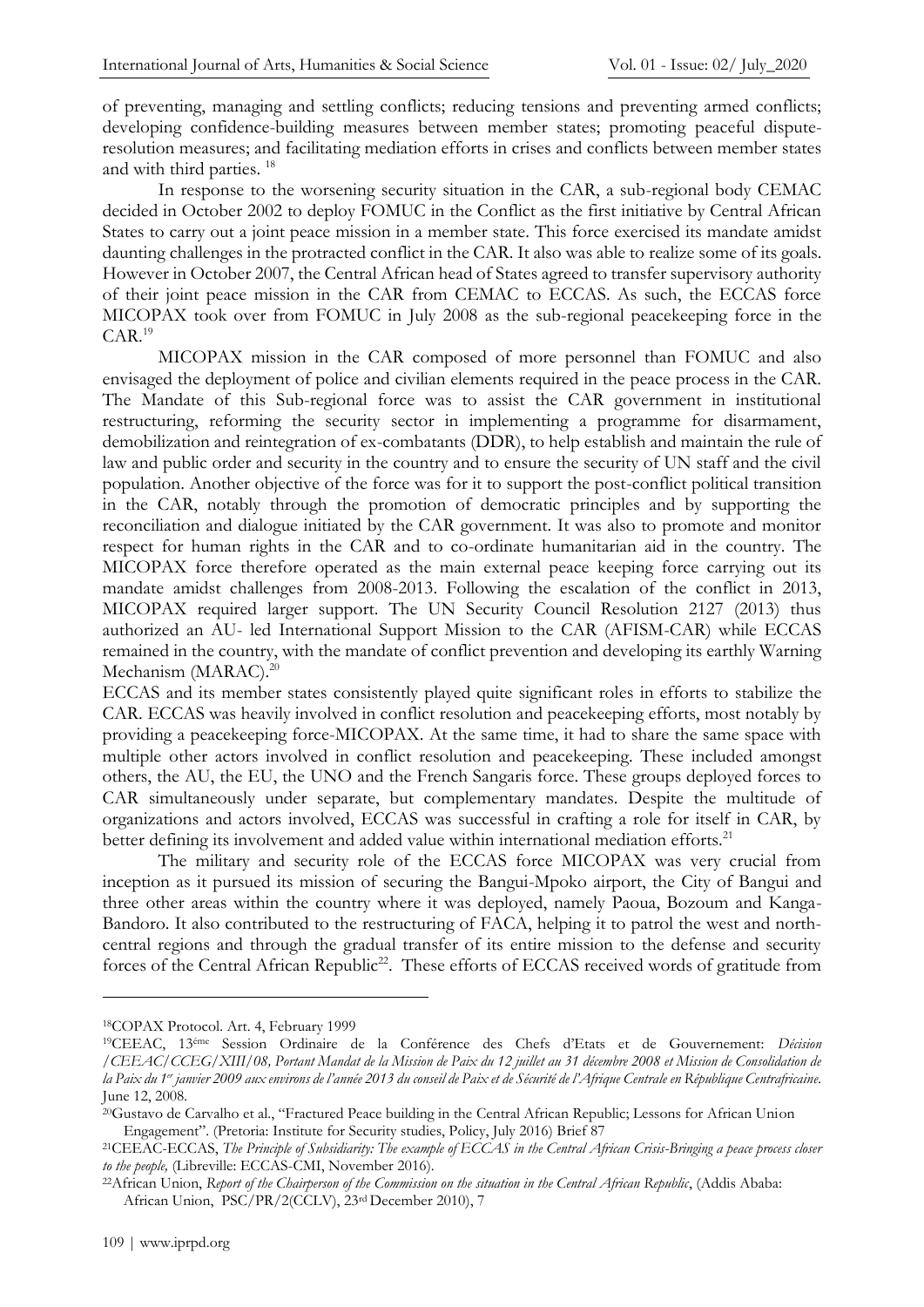of preventing, managing and settling conflicts; reducing tensions and preventing armed conflicts; developing confidence-building measures between member states; promoting peaceful dispute-resolution measures; and facilitating mediation efforts in crises and conflicts between member states and with third parties. [18]

In response to the worsening security situation in the CAR, a sub-regional body CEMAC decided in October 2002 to deploy FOMUC in the Conflict as the first initiative by Central African States to carry out a joint peace mission in a member state. This force exercised its mandate amidst daunting challenges in the protracted conflict in the CAR. It also was able to realize some of its goals. However in October 2007, the Central African head of States agreed to transfer supervisory authority of their joint peace mission in the CAR from CEMAC to ECCAS. As such, the ECCAS force MICOPAX took over from FOMUC in July 2008 as the sub-regional peacekeeping force in the CAR.[19]

MICOPAX mission in the CAR composed of more personnel than FOMUC and also envisaged the deployment of police and civilian elements required in the peace process in the CAR. The Mandate of this Sub-regional force was to assist the CAR government in institutional restructuring, reforming the security sector in implementing a programme for disarmament, demobilization and reintegration of ex-combatants (DDR), to help establish and maintain the rule of law and public order and security in the country and to ensure the security of UN staff and the civil population. Another objective of the force was for it to support the post-conflict political transition in the CAR, notably through the promotion of democratic principles and by supporting the reconciliation and dialogue initiated by the CAR government. It was also to promote and monitor respect for human rights in the CAR and to co-ordinate humanitarian aid in the country. The MICOPAX force therefore operated as the main external peace keeping force carrying out its mandate amidst challenges from 2008-2013. Following the escalation of the conflict in 2013, MICOPAX required larger support. The UN Security Council Resolution 2127 (2013) thus authorized an AU- led International Support Mission to the CAR (AFISM-CAR) while ECCAS remained in the country, with the mandate of conflict prevention and developing its earthly Warning Mechanism (MARAC).[20]

ECCAS and its member states consistently played quite significant roles in efforts to stabilize the CAR. ECCAS was heavily involved in conflict resolution and peacekeeping efforts, most notably by providing a peacekeeping force-MICOPAX. At the same time, it had to share the same space with multiple other actors involved in conflict resolution and peacekeeping. These included amongst others, the AU, the EU, the UNO and the French Sangaris force. These groups deployed forces to CAR simultaneously under separate, but complementary mandates. Despite the multitude of organizations and actors involved, ECCAS was successful in crafting a role for itself in CAR, by better defining its involvement and added value within international mediation efforts.[21]

The military and security role of the ECCAS force MICOPAX was very crucial from inception as it pursued its mission of securing the Bangui-Mpoko airport, the City of Bangui and three other areas within the country where it was deployed, namely Paoua, Bozoum and Kanga-Bandoro. It also contributed to the restructuring of FACA, helping it to patrol the west and north-central regions and through the gradual transfer of its entire mission to the defense and security forces of the Central African Republic[22]. These efforts of ECCAS received words of gratitude from

---

[18] COPAX Protocol. Art. 4, February 1999

[19] CEEAC, 13ème Session Ordinaire de la Conférence des Chefs d'Etats et de Gouvernement: *Décision /CEEAC/CCEG/XIII/08, Portant Mandat de la Mission de Paix du 12 juillet au 31 décembre 2008 et Mission de Consolidation de la Paix du 1er janvier 2009 aux environs de l'année 2013 du conseil de Paix et de Sécurité de l'Afrique Centrale en République Centrafricaine*. June 12, 2008.

[20] Gustavo de Carvalho et al., "Fractured Peace building in the Central African Republic; Lessons for African Union Engagement". (Pretoria: Institute for Security studies, Policy, July 2016) Brief 87

[21] CEEAC-ECCAS, *The Principle of Subsidiarity: The example of ECCAS in the Central African Crisis-Bringing a peace process closer to the people,* (Libreville: ECCAS-CMI, November 2016).

[22] African Union, *Report of the Chairperson of the Commission on the situation in the Central African Republic*, (Addis Ababa: African Union, PSC/PR/2(CCLV), 23rd December 2010), 7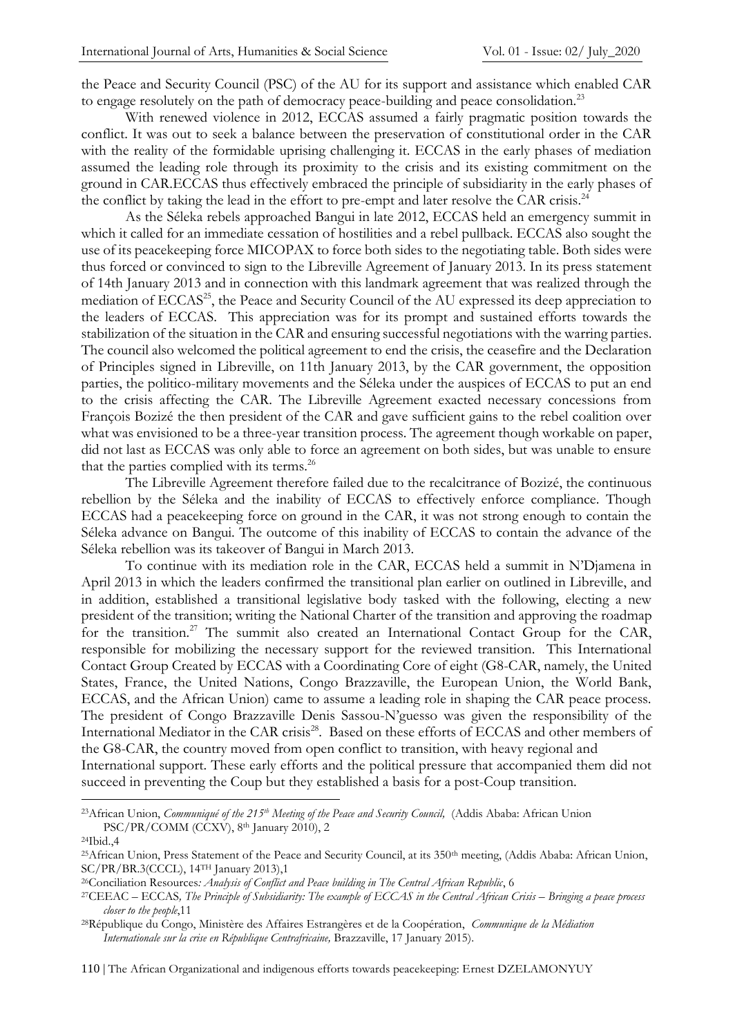the Peace and Security Council (PSC) of the AU for its support and assistance which enabled CAR to engage resolutely on the path of democracy peace-building and peace consolidation.[23]

With renewed violence in 2012, ECCAS assumed a fairly pragmatic position towards the conflict. It was out to seek a balance between the preservation of constitutional order in the CAR with the reality of the formidable uprising challenging it. ECCAS in the early phases of mediation assumed the leading role through its proximity to the crisis and its existing commitment on the ground in CAR.ECCAS thus effectively embraced the principle of subsidiarity in the early phases of the conflict by taking the lead in the effort to pre-empt and later resolve the CAR crisis.[24]

As the Séleka rebels approached Bangui in late 2012, ECCAS held an emergency summit in which it called for an immediate cessation of hostilities and a rebel pullback. ECCAS also sought the use of its peacekeeping force MICOPAX to force both sides to the negotiating table. Both sides were thus forced or convinced to sign to the Libreville Agreement of January 2013. In its press statement of 14th January 2013 and in connection with this landmark agreement that was realized through the mediation of ECCAS[25], the Peace and Security Council of the AU expressed its deep appreciation to the leaders of ECCAS. This appreciation was for its prompt and sustained efforts towards the stabilization of the situation in the CAR and ensuring successful negotiations with the warring parties. The council also welcomed the political agreement to end the crisis, the ceasefire and the Declaration of Principles signed in Libreville, on 11th January 2013, by the CAR government, the opposition parties, the politico-military movements and the Séleka under the auspices of ECCAS to put an end to the crisis affecting the CAR. The Libreville Agreement exacted necessary concessions from François Bozizé the then president of the CAR and gave sufficient gains to the rebel coalition over what was envisioned to be a three-year transition process. The agreement though workable on paper, did not last as ECCAS was only able to force an agreement on both sides, but was unable to ensure that the parties complied with its terms.[26]

The Libreville Agreement therefore failed due to the recalcitrance of Bozizé, the continuous rebellion by the Séleka and the inability of ECCAS to effectively enforce compliance. Though ECCAS had a peacekeeping force on ground in the CAR, it was not strong enough to contain the Séleka advance on Bangui. The outcome of this inability of ECCAS to contain the advance of the Séleka rebellion was its takeover of Bangui in March 2013.

To continue with its mediation role in the CAR, ECCAS held a summit in N'Djamena in April 2013 in which the leaders confirmed the transitional plan earlier on outlined in Libreville, and in addition, established a transitional legislative body tasked with the following, electing a new president of the transition; writing the National Charter of the transition and approving the roadmap for the transition.[27] The summit also created an International Contact Group for the CAR, responsible for mobilizing the necessary support for the reviewed transition. This International Contact Group Created by ECCAS with a Coordinating Core of eight (G8-CAR, namely, the United States, France, the United Nations, Congo Brazzaville, the European Union, the World Bank, ECCAS, and the African Union) came to assume a leading role in shaping the CAR peace process. The president of Congo Brazzaville Denis Sassou-N'guesso was given the responsibility of the International Mediator in the CAR crisis[28]. Based on these efforts of ECCAS and other members of the G8-CAR, the country moved from open conflict to transition, with heavy regional and International support. These early efforts and the political pressure that accompanied them did not succeed in preventing the Coup but they established a basis for a post-Coup transition.

---

[23] African Union, *Communiqué of the 215th Meeting of the Peace and Security Council,* (Addis Ababa: African Union PSC/PR/COMM (CCXV), 8th January 2010), 2

[24] Ibid.,4

[25] African Union, Press Statement of the Peace and Security Council, at its 350th meeting, (Addis Ababa: African Union, SC/PR/BR.3(CCCL), 14TH January 2013),1

[26] Conciliation Resources*: Analysis of Conflict and Peace building in The Central African Republic*, 6

[27] CEEAC – ECCAS*, The Principle of Subsidiarity: The example of ECCAS in the Central African Crisis – Bringing a peace process closer to the people*,11

[28] République du Congo, Ministère des Affaires Estrangères et de la Coopération, *Communique de la Médiation Internationale sur la crise en République Centrafricaine,* Brazzaville, 17 January 2015).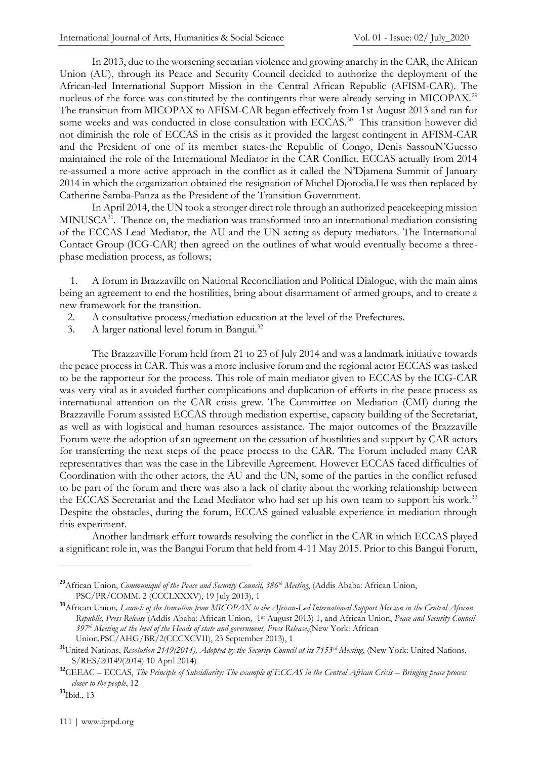In 2013, due to the worsening sectarian violence and growing anarchy in the CAR, the African Union (AU), through its Peace and Security Council decided to authorize the deployment of the African-led International Support Mission in the Central African Republic (AFISM-CAR). The nucleus of the force was constituted by the contingents that were already serving in MICOPAX.[29] The transition from MICOPAX to AFISM-CAR began effectively from 1st August 2013 and ran for some weeks and was conducted in close consultation with ECCAS.[30] This transition however did not diminish the role of ECCAS in the crisis as it provided the largest contingent in AFISM-CAR and the President of one of its member states-the Republic of Congo, Denis SassouN'Guesso maintained the role of the International Mediator in the CAR Conflict. ECCAS actually from 2014 re-assumed a more active approach in the conflict as it called the N'Djamena Summit of January 2014 in which the organization obtained the resignation of Michel Djotodia.He was then replaced by Catherine Samba-Panza as the President of the Transition Government.

In April 2014, the UN took a stronger direct role through an authorized peacekeeping mission MINUSCA[31]. Thence on, the mediation was transformed into an international mediation consisting of the ECCAS Lead Mediator, the AU and the UN acting as deputy mediators. The International Contact Group (ICG-CAR) then agreed on the outlines of what would eventually become a three-phase mediation process, as follows;

1. A forum in Brazzaville on National Reconciliation and Political Dialogue, with the main aims being an agreement to end the hostilities, bring about disarmament of armed groups, and to create a new framework for the transition.
2. A consultative process/mediation education at the level of the Prefectures.
3. A larger national level forum in Bangui.[32]

The Brazzaville Forum held from 21 to 23 of July 2014 and was a landmark initiative towards the peace process in CAR. This was a more inclusive forum and the regional actor ECCAS was tasked to be the rapporteur for the process. This role of main mediator given to ECCAS by the ICG-CAR was very vital as it avoided further complications and duplication of efforts in the peace process as international attention on the CAR crisis grew. The Committee on Mediation (CMI) during the Brazzaville Forum assisted ECCAS through mediation expertise, capacity building of the Secretariat, as well as with logistical and human resources assistance. The major outcomes of the Brazzaville Forum were the adoption of an agreement on the cessation of hostilities and support by CAR actors for transferring the next steps of the peace process to the CAR. The Forum included many CAR representatives than was the case in the Libreville Agreement. However ECCAS faced difficulties of Coordination with the other actors, the AU and the UN, some of the parties in the conflict refused to be part of the forum and there was also a lack of clarity about the working relationship between the ECCAS Secretariat and the Lead Mediator who had set up his own team to support his work.[33] Despite the obstacles, during the forum, ECCAS gained valuable experience in mediation through this experiment.

Another landmark effort towards resolving the conflict in the CAR in which ECCAS played a significant role in, was the Bangui Forum that held from 4-11 May 2015. Prior to this Bangui Forum,

---

[29] African Union, *Communiqué of the Peace and Security Council, 386th Meeting*, (Addis Ababa: African Union, PSC/PR/COMM. 2 (CCCLXXXV), 19 July 2013), 1

[30] African Union, *Launch of the transition from MICOPAX to the African-Led International Support Mission in the Central African Republic, Press Release* (Addis Ababa: African Union, 1st August 2013) 1, and African Union, *Peace and Security Council 397th Meeting at the level of the Heads of state and government, Press Release*,(New York: African Union,PSC/AHG/BR/2(CCCXCVII), 23 September 2013), 1

[31] United Nations, *Resolution 2149(2014), Adopted by the Security Council at its 7153rd Meeting*, (New York: United Nations, S/RES/20149(2014) 10 April 2014)

[32] CEEAC – ECCAS, *The Principle of Subsidiarity: The example of ECCAS in the Central African Crisis – Bringing peace process closer to the people*, 12

[33] Ibid., 13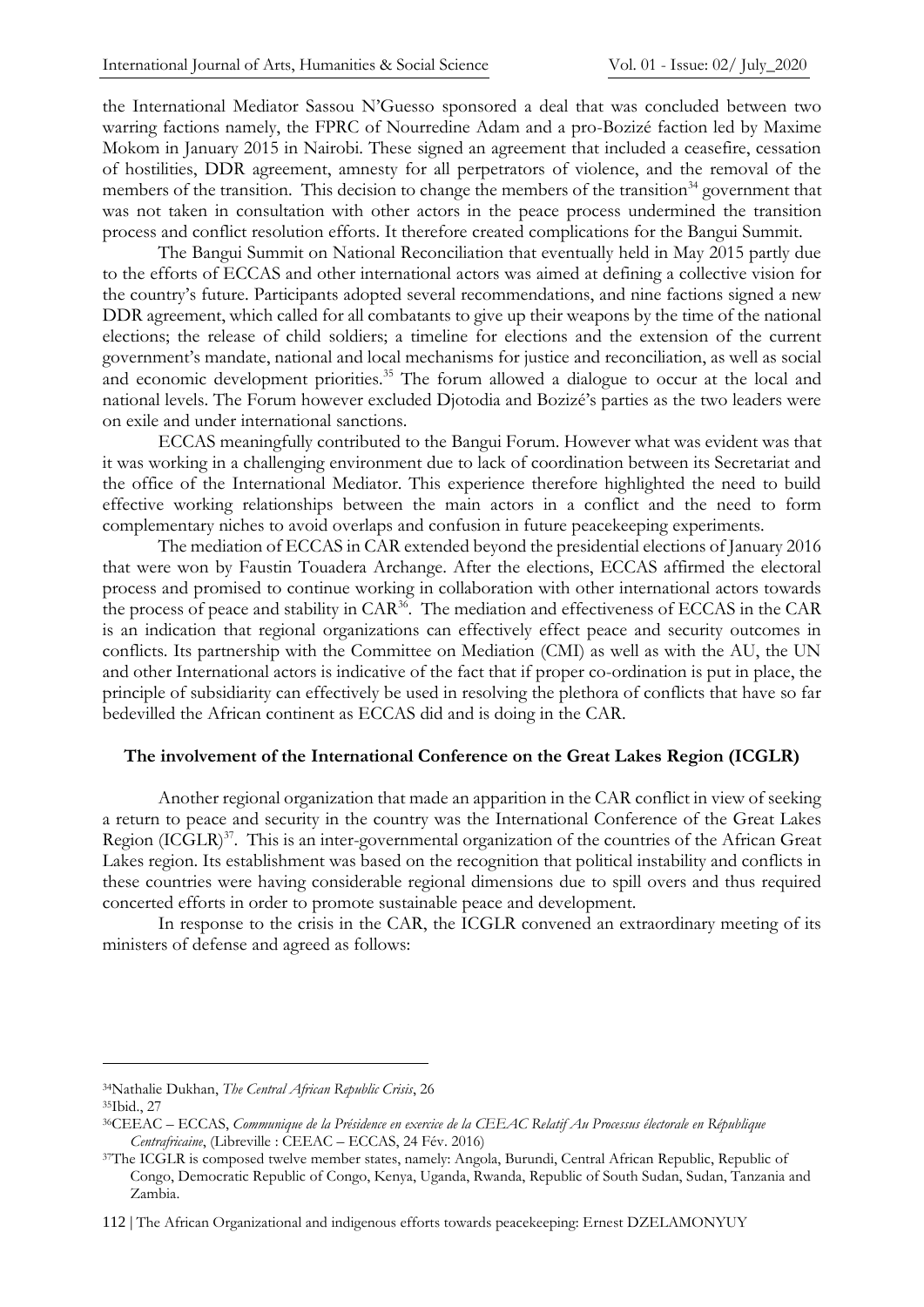the International Mediator Sassou N'Guesso sponsored a deal that was concluded between two warring factions namely, the FPRC of Nourredine Adam and a pro-Bozizé faction led by Maxime Mokom in January 2015 in Nairobi. These signed an agreement that included a ceasefire, cessation of hostilities, DDR agreement, amnesty for all perpetrators of violence, and the removal of the members of the transition. This decision to change the members of the transition[34] government that was not taken in consultation with other actors in the peace process undermined the transition process and conflict resolution efforts. It therefore created complications for the Bangui Summit.

The Bangui Summit on National Reconciliation that eventually held in May 2015 partly due to the efforts of ECCAS and other international actors was aimed at defining a collective vision for the country's future. Participants adopted several recommendations, and nine factions signed a new DDR agreement, which called for all combatants to give up their weapons by the time of the national elections; the release of child soldiers; a timeline for elections and the extension of the current government's mandate, national and local mechanisms for justice and reconciliation, as well as social and economic development priorities.[35] The forum allowed a dialogue to occur at the local and national levels. The Forum however excluded Djotodia and Bozizé's parties as the two leaders were on exile and under international sanctions.

ECCAS meaningfully contributed to the Bangui Forum. However what was evident was that it was working in a challenging environment due to lack of coordination between its Secretariat and the office of the International Mediator. This experience therefore highlighted the need to build effective working relationships between the main actors in a conflict and the need to form complementary niches to avoid overlaps and confusion in future peacekeeping experiments.

The mediation of ECCAS in CAR extended beyond the presidential elections of January 2016 that were won by Faustin Touadera Archange. After the elections, ECCAS affirmed the electoral process and promised to continue working in collaboration with other international actors towards the process of peace and stability in CAR[36]. The mediation and effectiveness of ECCAS in the CAR is an indication that regional organizations can effectively effect peace and security outcomes in conflicts. Its partnership with the Committee on Mediation (CMI) as well as with the AU, the UN and other International actors is indicative of the fact that if proper co-ordination is put in place, the principle of subsidiarity can effectively be used in resolving the plethora of conflicts that have so far bedevilled the African continent as ECCAS did and is doing in the CAR.

### The involvement of the International Conference on the Great Lakes Region (ICGLR)

Another regional organization that made an apparition in the CAR conflict in view of seeking a return to peace and security in the country was the International Conference of the Great Lakes Region (ICGLR)[37]. This is an inter-governmental organization of the countries of the African Great Lakes region. Its establishment was based on the recognition that political instability and conflicts in these countries were having considerable regional dimensions due to spill overs and thus required concerted efforts in order to promote sustainable peace and development.

In response to the crisis in the CAR, the ICGLR convened an extraordinary meeting of its ministers of defense and agreed as follows:

---

[34] Nathalie Dukhan, *The Central African Republic Crisis*, 26

[35] Ibid., 27

[36] CEEAC – ECCAS, *Communique de la Présidence en exercice de la CEEAC Relatif Au Processus électorale en République Centrafricaine*, (Libreville : CEEAC – ECCAS, 24 Fév. 2016)

[37] The ICGLR is composed twelve member states, namely: Angola, Burundi, Central African Republic, Republic of Congo, Democratic Republic of Congo, Kenya, Uganda, Rwanda, Republic of South Sudan, Sudan, Tanzania and Zambia.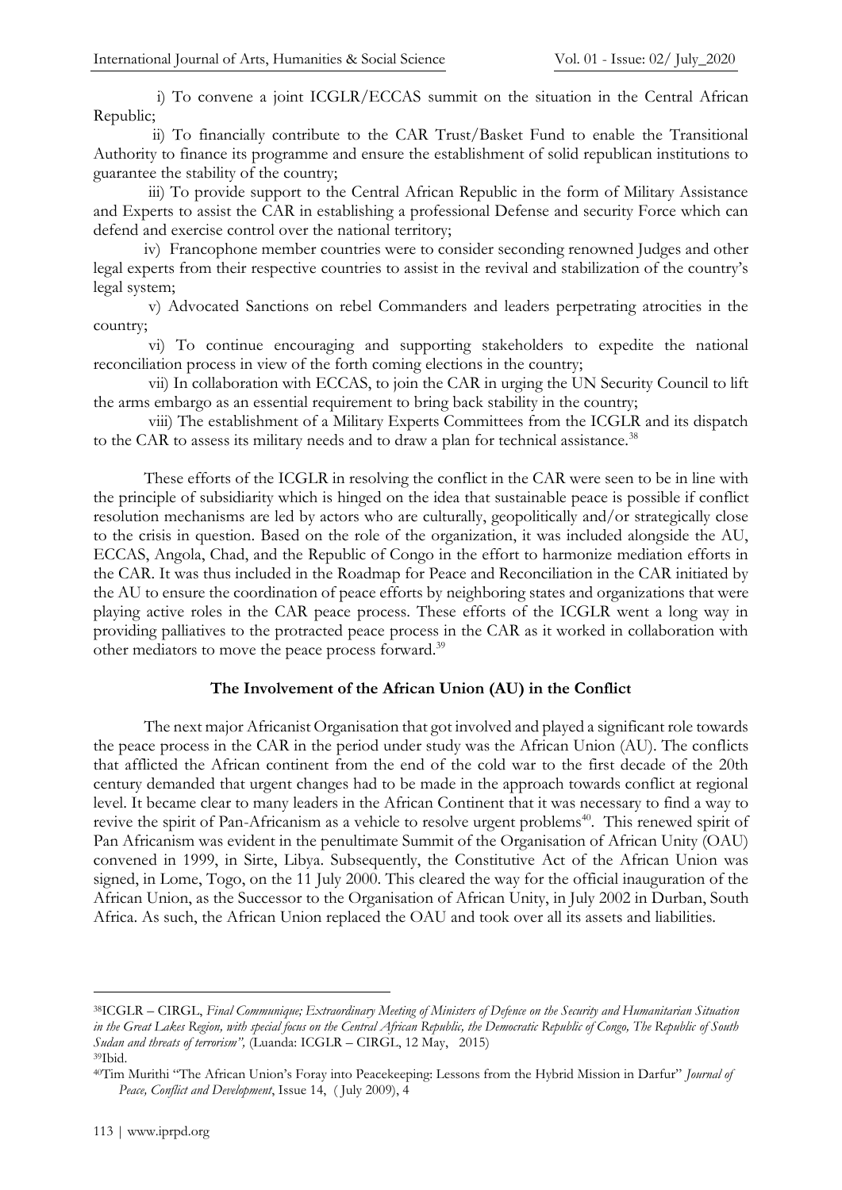i) To convene a joint ICGLR/ECCAS summit on the situation in the Central African Republic;

ii) To financially contribute to the CAR Trust/Basket Fund to enable the Transitional Authority to finance its programme and ensure the establishment of solid republican institutions to guarantee the stability of the country;

iii) To provide support to the Central African Republic in the form of Military Assistance and Experts to assist the CAR in establishing a professional Defense and security Force which can defend and exercise control over the national territory;

iv) Francophone member countries were to consider seconding renowned Judges and other legal experts from their respective countries to assist in the revival and stabilization of the country's legal system;

v) Advocated Sanctions on rebel Commanders and leaders perpetrating atrocities in the country;

vi) To continue encouraging and supporting stakeholders to expedite the national reconciliation process in view of the forth coming elections in the country;

vii) In collaboration with ECCAS, to join the CAR in urging the UN Security Council to lift the arms embargo as an essential requirement to bring back stability in the country;

viii) The establishment of a Military Experts Committees from the ICGLR and its dispatch to the CAR to assess its military needs and to draw a plan for technical assistance.[38]

These efforts of the ICGLR in resolving the conflict in the CAR were seen to be in line with the principle of subsidiarity which is hinged on the idea that sustainable peace is possible if conflict resolution mechanisms are led by actors who are culturally, geopolitically and/or strategically close to the crisis in question. Based on the role of the organization, it was included alongside the AU, ECCAS, Angola, Chad, and the Republic of Congo in the effort to harmonize mediation efforts in the CAR. It was thus included in the Roadmap for Peace and Reconciliation in the CAR initiated by the AU to ensure the coordination of peace efforts by neighboring states and organizations that were playing active roles in the CAR peace process. These efforts of the ICGLR went a long way in providing palliatives to the protracted peace process in the CAR as it worked in collaboration with other mediators to move the peace process forward.[39]

## The Involvement of the African Union (AU) in the Conflict

The next major Africanist Organisation that got involved and played a significant role towards the peace process in the CAR in the period under study was the African Union (AU). The conflicts that afflicted the African continent from the end of the cold war to the first decade of the 20th century demanded that urgent changes had to be made in the approach towards conflict at regional level. It became clear to many leaders in the African Continent that it was necessary to find a way to revive the spirit of Pan-Africanism as a vehicle to resolve urgent problems[40]. This renewed spirit of Pan Africanism was evident in the penultimate Summit of the Organisation of African Unity (OAU) convened in 1999, in Sirte, Libya. Subsequently, the Constitutive Act of the African Union was signed, in Lome, Togo, on the 11 July 2000. This cleared the way for the official inauguration of the African Union, as the Successor to the Organisation of African Unity, in July 2002 in Durban, South Africa. As such, the African Union replaced the OAU and took over all its assets and liabilities.

---

[38]ICGLR – CIRGL, *Final Communique; Extraordinary Meeting of Ministers of Defence on the Security and Humanitarian Situation in the Great Lakes Region, with special focus on the Central African Republic, the Democratic Republic of Congo, The Republic of South Sudan and threats of terrorism",* (Luanda: ICGLR – CIRGL, 12 May, 2015)

[39]Ibid.

[40]Tim Murithi "The African Union's Foray into Peacekeeping: Lessons from the Hybrid Mission in Darfur" *Journal of Peace, Conflict and Development*, Issue 14, ( July 2009), 4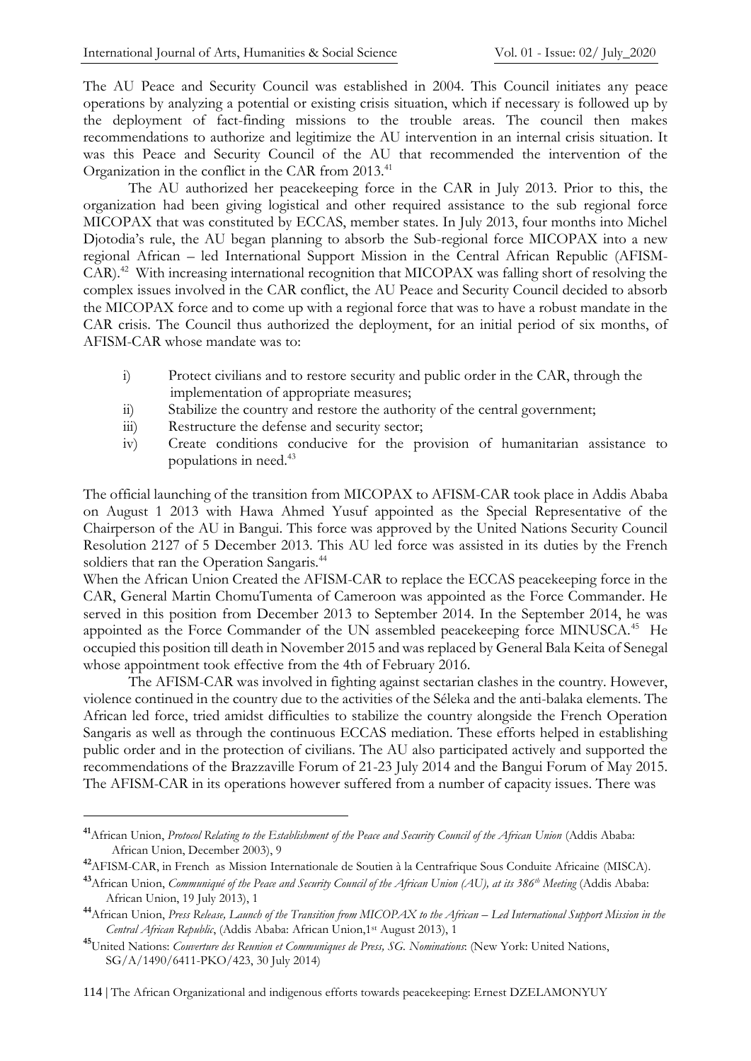The AU Peace and Security Council was established in 2004. This Council initiates any peace operations by analyzing a potential or existing crisis situation, which if necessary is followed up by the deployment of fact-finding missions to the trouble areas. The council then makes recommendations to authorize and legitimize the AU intervention in an internal crisis situation. It was this Peace and Security Council of the AU that recommended the intervention of the Organization in the conflict in the CAR from 2013.[41]

The AU authorized her peacekeeping force in the CAR in July 2013. Prior to this, the organization had been giving logistical and other required assistance to the sub regional force MICOPAX that was constituted by ECCAS, member states. In July 2013, four months into Michel Djotodia's rule, the AU began planning to absorb the Sub-regional force MICOPAX into a new regional African – led International Support Mission in the Central African Republic (AFISM-CAR).[42] With increasing international recognition that MICOPAX was falling short of resolving the complex issues involved in the CAR conflict, the AU Peace and Security Council decided to absorb the MICOPAX force and to come up with a regional force that was to have a robust mandate in the CAR crisis. The Council thus authorized the deployment, for an initial period of six months, of AFISM-CAR whose mandate was to:

i) Protect civilians and to restore security and public order in the CAR, through the implementation of appropriate measures;
ii) Stabilize the country and restore the authority of the central government;
iii) Restructure the defense and security sector;
iv) Create conditions conducive for the provision of humanitarian assistance to populations in need.[43]

The official launching of the transition from MICOPAX to AFISM-CAR took place in Addis Ababa on August 1 2013 with Hawa Ahmed Yusuf appointed as the Special Representative of the Chairperson of the AU in Bangui. This force was approved by the United Nations Security Council Resolution 2127 of 5 December 2013. This AU led force was assisted in its duties by the French soldiers that ran the Operation Sangaris.[44]

When the African Union Created the AFISM-CAR to replace the ECCAS peacekeeping force in the CAR, General Martin ChomuTumenta of Cameroon was appointed as the Force Commander. He served in this position from December 2013 to September 2014. In the September 2014, he was appointed as the Force Commander of the UN assembled peacekeeping force MINUSCA.[45] He occupied this position till death in November 2015 and was replaced by General Bala Keita of Senegal whose appointment took effective from the 4th of February 2016.

The AFISM-CAR was involved in fighting against sectarian clashes in the country. However, violence continued in the country due to the activities of the Séleka and the anti-balaka elements. The African led force, tried amidst difficulties to stabilize the country alongside the French Operation Sangaris as well as through the continuous ECCAS mediation. These efforts helped in establishing public order and in the protection of civilians. The AU also participated actively and supported the recommendations of the Brazzaville Forum of 21-23 July 2014 and the Bangui Forum of May 2015. The AFISM-CAR in its operations however suffered from a number of capacity issues. There was

---

[41] African Union, *Protocol Relating to the Establishment of the Peace and Security Council of the African Union* (Addis Ababa: African Union, December 2003), 9

[42] AFISM-CAR, in French as Mission Internationale de Soutien à la Centrafrique Sous Conduite Africaine (MISCA).

[43] African Union, *Communiqué of the Peace and Security Council of the African Union (AU), at its 386th Meeting* (Addis Ababa: African Union, 19 July 2013), 1

[44] African Union, *Press Release, Launch of the Transition from MICOPAX to the African – Led International Support Mission in the Central African Republic*, (Addis Ababa: African Union,1st August 2013), 1

[45] United Nations: *Couverture des Reunion et Communiques de Press, SG. Nominations*: (New York: United Nations, SG/A/1490/6411-PKO/423, 30 July 2014)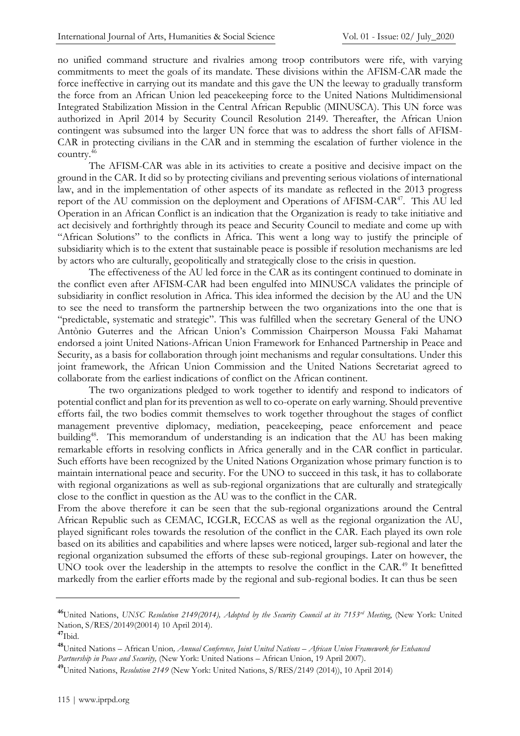no unified command structure and rivalries among troop contributors were rife, with varying commitments to meet the goals of its mandate. These divisions within the AFISM-CAR made the force ineffective in carrying out its mandate and this gave the UN the leeway to gradually transform the force from an African Union led peacekeeping force to the United Nations Multidimensional Integrated Stabilization Mission in the Central African Republic (MINUSCA). This UN force was authorized in April 2014 by Security Council Resolution 2149. Thereafter, the African Union contingent was subsumed into the larger UN force that was to address the short falls of AFISM-CAR in protecting civilians in the CAR and in stemming the escalation of further violence in the country.[46]

The AFISM-CAR was able in its activities to create a positive and decisive impact on the ground in the CAR. It did so by protecting civilians and preventing serious violations of international law, and in the implementation of other aspects of its mandate as reflected in the 2013 progress report of the AU commission on the deployment and Operations of AFISM-CAR[47]. This AU led Operation in an African Conflict is an indication that the Organization is ready to take initiative and act decisively and forthrightly through its peace and Security Council to mediate and come up with "African Solutions" to the conflicts in Africa. This went a long way to justify the principle of subsidiarity which is to the extent that sustainable peace is possible if resolution mechanisms are led by actors who are culturally, geopolitically and strategically close to the crisis in question.

The effectiveness of the AU led force in the CAR as its contingent continued to dominate in the conflict even after AFISM-CAR had been engulfed into MINUSCA validates the principle of subsidiarity in conflict resolution in Africa. This idea informed the decision by the AU and the UN to see the need to transform the partnership between the two organizations into the one that is "predictable, systematic and strategic". This was fulfilled when the secretary General of the UNO Antònio Guterres and the African Union's Commission Chairperson Moussa Faki Mahamat endorsed a joint United Nations-African Union Framework for Enhanced Partnership in Peace and Security, as a basis for collaboration through joint mechanisms and regular consultations. Under this joint framework, the African Union Commission and the United Nations Secretariat agreed to collaborate from the earliest indications of conflict on the African continent.

The two organizations pledged to work together to identify and respond to indicators of potential conflict and plan for its prevention as well to co-operate on early warning. Should preventive efforts fail, the two bodies commit themselves to work together throughout the stages of conflict management preventive diplomacy, mediation, peacekeeping, peace enforcement and peace building[48]. This memorandum of understanding is an indication that the AU has been making remarkable efforts in resolving conflicts in Africa generally and in the CAR conflict in particular. Such efforts have been recognized by the United Nations Organization whose primary function is to maintain international peace and security. For the UNO to succeed in this task, it has to collaborate with regional organizations as well as sub-regional organizations that are culturally and strategically close to the conflict in question as the AU was to the conflict in the CAR.

From the above therefore it can be seen that the sub-regional organizations around the Central African Republic such as CEMAC, ICGLR, ECCAS as well as the regional organization the AU, played significant roles towards the resolution of the conflict in the CAR. Each played its own role based on its abilities and capabilities and where lapses were noticed, larger sub-regional and later the regional organization subsumed the efforts of these sub-regional groupings. Later on however, the UNO took over the leadership in the attempts to resolve the conflict in the CAR.[49] It benefitted markedly from the earlier efforts made by the regional and sub-regional bodies. It can thus be seen

---

[46]United Nations, *UNSC Resolution 2149(2014), Adopted by the Security Council at its 7153rd Meeting*, (New York: United Nation, S/RES/20149(20014) 10 April 2014).

[47]Ibid.

[48]United Nations – African Union*, Annual Conference, Joint United Nations – African Union Framework for Enhanced Partnership in Peace and Security,* (New York: United Nations – African Union, 19 April 2007).

[49]United Nations, *Resolution 2149* (New York: United Nations, S/RES/2149 (2014)), 10 April 2014)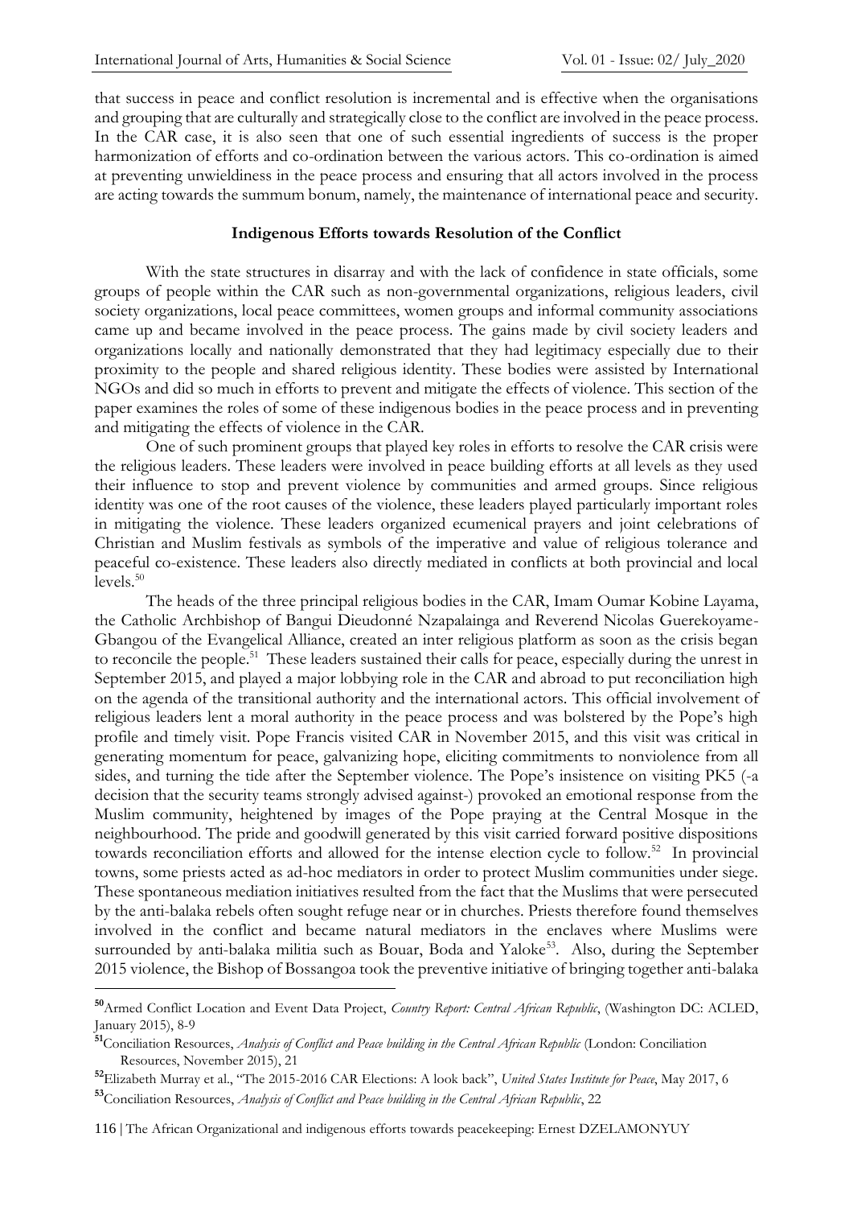that success in peace and conflict resolution is incremental and is effective when the organisations and grouping that are culturally and strategically close to the conflict are involved in the peace process. In the CAR case, it is also seen that one of such essential ingredients of success is the proper harmonization of efforts and co-ordination between the various actors. This co-ordination is aimed at preventing unwieldiness in the peace process and ensuring that all actors involved in the process are acting towards the summum bonum, namely, the maintenance of international peace and security.

### Indigenous Efforts towards Resolution of the Conflict

With the state structures in disarray and with the lack of confidence in state officials, some groups of people within the CAR such as non-governmental organizations, religious leaders, civil society organizations, local peace committees, women groups and informal community associations came up and became involved in the peace process. The gains made by civil society leaders and organizations locally and nationally demonstrated that they had legitimacy especially due to their proximity to the people and shared religious identity. These bodies were assisted by International NGOs and did so much in efforts to prevent and mitigate the effects of violence. This section of the paper examines the roles of some of these indigenous bodies in the peace process and in preventing and mitigating the effects of violence in the CAR.

One of such prominent groups that played key roles in efforts to resolve the CAR crisis were the religious leaders. These leaders were involved in peace building efforts at all levels as they used their influence to stop and prevent violence by communities and armed groups. Since religious identity was one of the root causes of the violence, these leaders played particularly important roles in mitigating the violence. These leaders organized ecumenical prayers and joint celebrations of Christian and Muslim festivals as symbols of the imperative and value of religious tolerance and peaceful co-existence. These leaders also directly mediated in conflicts at both provincial and local levels.[50]

The heads of the three principal religious bodies in the CAR, Imam Oumar Kobine Layama, the Catholic Archbishop of Bangui Dieudonné Nzapalainga and Reverend Nicolas Guerekoyame-Gbangou of the Evangelical Alliance, created an inter religious platform as soon as the crisis began to reconcile the people.[51] These leaders sustained their calls for peace, especially during the unrest in September 2015, and played a major lobbying role in the CAR and abroad to put reconciliation high on the agenda of the transitional authority and the international actors. This official involvement of religious leaders lent a moral authority in the peace process and was bolstered by the Pope's high profile and timely visit. Pope Francis visited CAR in November 2015, and this visit was critical in generating momentum for peace, galvanizing hope, eliciting commitments to nonviolence from all sides, and turning the tide after the September violence. The Pope's insistence on visiting PK5 (-a decision that the security teams strongly advised against-) provoked an emotional response from the Muslim community, heightened by images of the Pope praying at the Central Mosque in the neighbourhood. The pride and goodwill generated by this visit carried forward positive dispositions towards reconciliation efforts and allowed for the intense election cycle to follow.[52] In provincial towns, some priests acted as ad-hoc mediators in order to protect Muslim communities under siege. These spontaneous mediation initiatives resulted from the fact that the Muslims that were persecuted by the anti-balaka rebels often sought refuge near or in churches. Priests therefore found themselves involved in the conflict and became natural mediators in the enclaves where Muslims were surrounded by anti-balaka militia such as Bouar, Boda and Yaloke[53]. Also, during the September 2015 violence, the Bishop of Bossangoa took the preventive initiative of bringing together anti-balaka

---

[50] Armed Conflict Location and Event Data Project, *Country Report: Central African Republic*, (Washington DC: ACLED, January 2015), 8-9

[51] Conciliation Resources, *Analysis of Conflict and Peace building in the Central African Republic* (London: Conciliation Resources, November 2015), 21

[52] Elizabeth Murray et al., "The 2015-2016 CAR Elections: A look back", *United States Institute for Peace*, May 2017, 6

[53] Conciliation Resources, *Analysis of Conflict and Peace building in the Central African Republic*, 22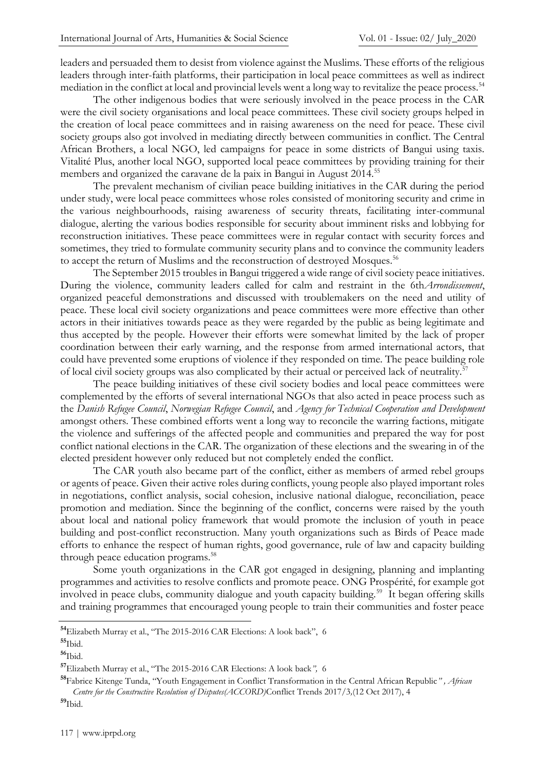leaders and persuaded them to desist from violence against the Muslims. These efforts of the religious leaders through inter-faith platforms, their participation in local peace committees as well as indirect mediation in the conflict at local and provincial levels went a long way to revitalize the peace process.[54]

The other indigenous bodies that were seriously involved in the peace process in the CAR were the civil society organisations and local peace committees. These civil society groups helped in the creation of local peace committees and in raising awareness on the need for peace. These civil society groups also got involved in mediating directly between communities in conflict. The Central African Brothers, a local NGO, led campaigns for peace in some districts of Bangui using taxis. Vitalité Plus, another local NGO, supported local peace committees by providing training for their members and organized the caravane de la paix in Bangui in August 2014.[55]

The prevalent mechanism of civilian peace building initiatives in the CAR during the period under study, were local peace committees whose roles consisted of monitoring security and crime in the various neighbourhoods, raising awareness of security threats, facilitating inter-communal dialogue, alerting the various bodies responsible for security about imminent risks and lobbying for reconstruction initiatives. These peace committees were in regular contact with security forces and sometimes, they tried to formulate community security plans and to convince the community leaders to accept the return of Muslims and the reconstruction of destroyed Mosques.[56]

The September 2015 troubles in Bangui triggered a wide range of civil society peace initiatives. During the violence, community leaders called for calm and restraint in the 6th*Arrondissement*, organized peaceful demonstrations and discussed with troublemakers on the need and utility of peace. These local civil society organizations and peace committees were more effective than other actors in their initiatives towards peace as they were regarded by the public as being legitimate and thus accepted by the people. However their efforts were somewhat limited by the lack of proper coordination between their early warning, and the response from armed international actors, that could have prevented some eruptions of violence if they responded on time. The peace building role of local civil society groups was also complicated by their actual or perceived lack of neutrality.[57]

The peace building initiatives of these civil society bodies and local peace committees were complemented by the efforts of several international NGOs that also acted in peace process such as the *Danish Refugee Council*, *Norwegian Refugee Council*, and *Agency for Technical Cooperation and Development* amongst others. These combined efforts went a long way to reconcile the warring factions, mitigate the violence and sufferings of the affected people and communities and prepared the way for post conflict national elections in the CAR. The organization of these elections and the swearing in of the elected president however only reduced but not completely ended the conflict.

The CAR youth also became part of the conflict, either as members of armed rebel groups or agents of peace. Given their active roles during conflicts, young people also played important roles in negotiations, conflict analysis, social cohesion, inclusive national dialogue, reconciliation, peace promotion and mediation. Since the beginning of the conflict, concerns were raised by the youth about local and national policy framework that would promote the inclusion of youth in peace building and post-conflict reconstruction. Many youth organizations such as Birds of Peace made efforts to enhance the respect of human rights, good governance, rule of law and capacity building through peace education programs.[58]

Some youth organizations in the CAR got engaged in designing, planning and implanting programmes and activities to resolve conflicts and promote peace. ONG Prospérité, for example got involved in peace clubs, community dialogue and youth capacity building.[59] It began offering skills and training programmes that encouraged young people to train their communities and foster peace

---

[54] Elizabeth Murray et al., "The 2015-2016 CAR Elections: A look back", 6

[55] Ibid.

[56] Ibid.

[57] Elizabeth Murray et al., "The 2015-2016 CAR Elections: A look back*",* 6

[58] Fabrice Kitenge Tunda, "Youth Engagement in Conflict Transformation in the Central African Republic*", African Centre for the Constructive Resolution of Disputes(ACCORD)*Conflict Trends 2017/3,(12 Oct 2017), 4

[59] Ibid.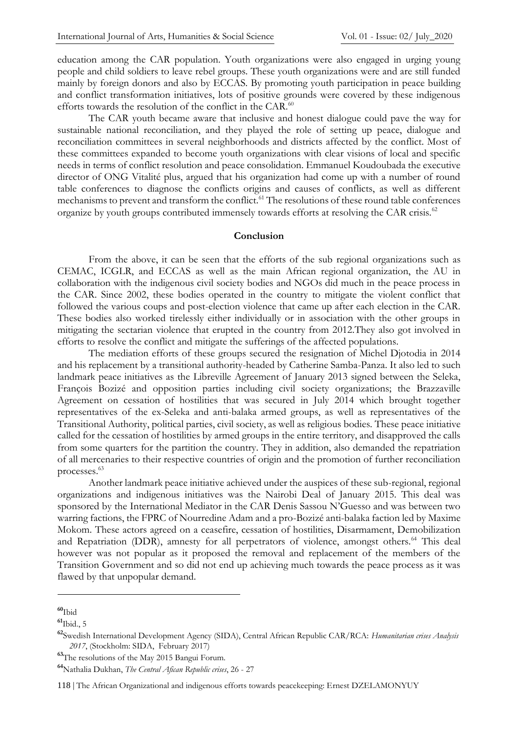education among the CAR population. Youth organizations were also engaged in urging young people and child soldiers to leave rebel groups. These youth organizations were and are still funded mainly by foreign donors and also by ECCAS. By promoting youth participation in peace building and conflict transformation initiatives, lots of positive grounds were covered by these indigenous efforts towards the resolution of the conflict in the CAR.[60]

The CAR youth became aware that inclusive and honest dialogue could pave the way for sustainable national reconciliation, and they played the role of setting up peace, dialogue and reconciliation committees in several neighborhoods and districts affected by the conflict. Most of these committees expanded to become youth organizations with clear visions of local and specific needs in terms of conflict resolution and peace consolidation. Emmanuel Koudoubada the executive director of ONG Vitalité plus, argued that his organization had come up with a number of round table conferences to diagnose the conflicts origins and causes of conflicts, as well as different mechanisms to prevent and transform the conflict.[61] The resolutions of these round table conferences organize by youth groups contributed immensely towards efforts at resolving the CAR crisis.[62]

## Conclusion

From the above, it can be seen that the efforts of the sub regional organizations such as CEMAC, ICGLR, and ECCAS as well as the main African regional organization, the AU in collaboration with the indigenous civil society bodies and NGOs did much in the peace process in the CAR. Since 2002, these bodies operated in the country to mitigate the violent conflict that followed the various coups and post-election violence that came up after each election in the CAR. These bodies also worked tirelessly either individually or in association with the other groups in mitigating the sectarian violence that erupted in the country from 2012.They also got involved in efforts to resolve the conflict and mitigate the sufferings of the affected populations.

The mediation efforts of these groups secured the resignation of Michel Djotodia in 2014 and his replacement by a transitional authority-headed by Catherine Samba-Panza. It also led to such landmark peace initiatives as the Libreville Agreement of January 2013 signed between the Seleka, François Bozizé and opposition parties including civil society organizations; the Brazzaville Agreement on cessation of hostilities that was secured in July 2014 which brought together representatives of the ex-Seleka and anti-balaka armed groups, as well as representatives of the Transitional Authority, political parties, civil society, as well as religious bodies. These peace initiative called for the cessation of hostilities by armed groups in the entire territory, and disapproved the calls from some quarters for the partition the country. They in addition, also demanded the repatriation of all mercenaries to their respective countries of origin and the promotion of further reconciliation processes.[63]

Another landmark peace initiative achieved under the auspices of these sub-regional, regional organizations and indigenous initiatives was the Nairobi Deal of January 2015. This deal was sponsored by the International Mediator in the CAR Denis Sassou N'Guesso and was between two warring factions, the FPRC of Nourredine Adam and a pro-Bozizé anti-balaka faction led by Maxime Mokom. These actors agreed on a ceasefire, cessation of hostilities, Disarmament, Demobilization and Repatriation (DDR), amnesty for all perpetrators of violence, amongst others.[64] This deal however was not popular as it proposed the removal and replacement of the members of the Transition Government and so did not end up achieving much towards the peace process as it was flawed by that unpopular demand.

---

[60] Ibid

[61] Ibid., 5

[62] Swedish International Development Agency (SIDA), Central African Republic CAR/RCA: *Humanitarian crises Analysis 2017*, (Stockholm: SIDA, February 2017)

[63] The resolutions of the May 2015 Bangui Forum.

[64] Nathalia Dukhan, *The Central Afican Republic crises*, 26 - 27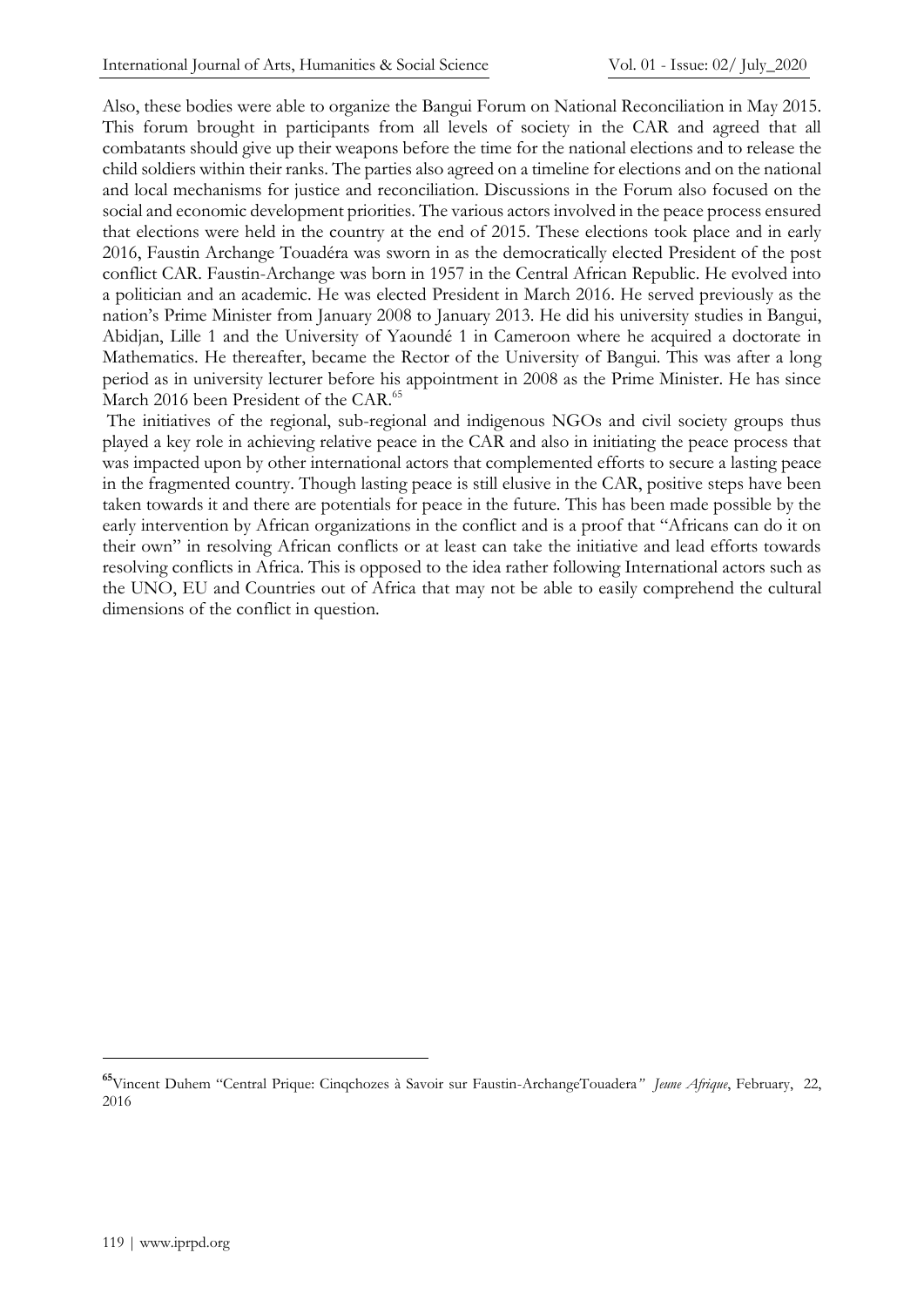Also, these bodies were able to organize the Bangui Forum on National Reconciliation in May 2015. This forum brought in participants from all levels of society in the CAR and agreed that all combatants should give up their weapons before the time for the national elections and to release the child soldiers within their ranks. The parties also agreed on a timeline for elections and on the national and local mechanisms for justice and reconciliation. Discussions in the Forum also focused on the social and economic development priorities. The various actors involved in the peace process ensured that elections were held in the country at the end of 2015. These elections took place and in early 2016, Faustin Archange Touadéra was sworn in as the democratically elected President of the post conflict CAR. Faustin-Archange was born in 1957 in the Central African Republic. He evolved into a politician and an academic. He was elected President in March 2016. He served previously as the nation's Prime Minister from January 2008 to January 2013. He did his university studies in Bangui, Abidjan, Lille 1 and the University of Yaoundé 1 in Cameroon where he acquired a doctorate in Mathematics. He thereafter, became the Rector of the University of Bangui. This was after a long period as in university lecturer before his appointment in 2008 as the Prime Minister. He has since March 2016 been President of the CAR.[65]

The initiatives of the regional, sub-regional and indigenous NGOs and civil society groups thus played a key role in achieving relative peace in the CAR and also in initiating the peace process that was impacted upon by other international actors that complemented efforts to secure a lasting peace in the fragmented country. Though lasting peace is still elusive in the CAR, positive steps have been taken towards it and there are potentials for peace in the future. This has been made possible by the early intervention by African organizations in the conflict and is a proof that "Africans can do it on their own" in resolving African conflicts or at least can take the initiative and lead efforts towards resolving conflicts in Africa. This is opposed to the idea rather following International actors such as the UNO, EU and Countries out of Africa that may not be able to easily comprehend the cultural dimensions of the conflict in question.

---

[65] Vincent Duhem "Central Prique: Cinqchozes à Savoir sur Faustin-ArchangeTouadera" *Jeune Afrique*, February, 22, 2016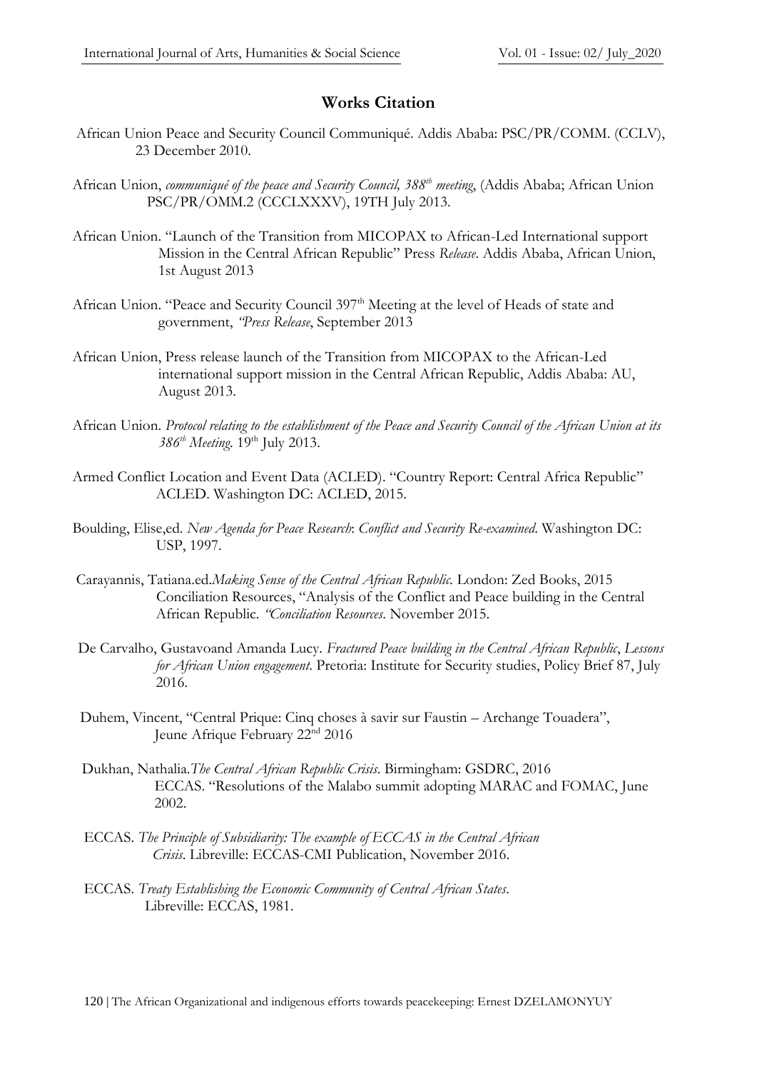## Works Citation

African Union Peace and Security Council Communiqué. Addis Ababa: PSC/PR/COMM. (CCLV), 23 December 2010.

African Union, *communiqué of the peace and Security Council, 388th meeting*, (Addis Ababa; African Union PSC/PR/OMM.2 (CCCLXXXV), 19TH July 2013.

African Union. "Launch of the Transition from MICOPAX to African-Led International support Mission in the Central African Republic" Press *Release*. Addis Ababa, African Union, 1st August 2013

African Union. "Peace and Security Council 397th Meeting at the level of Heads of state and government, *"Press Release*, September 2013

African Union, Press release launch of the Transition from MICOPAX to the African-Led international support mission in the Central African Republic, Addis Ababa: AU, August 2013.

African Union. *Protocol relating to the establishment of the Peace and Security Council of the African Union at its 386th Meeting*. 19th July 2013.

Armed Conflict Location and Event Data (ACLED). "Country Report: Central Africa Republic" ACLED. Washington DC: ACLED, 2015.

Boulding, Elise,ed. *New Agenda for Peace Research*: *Conflict and Security Re-examined*. Washington DC: USP, 1997.

Carayannis, Tatiana.ed.*Making Sense of the Central African Republic.* London: Zed Books, 2015 Conciliation Resources, "Analysis of the Conflict and Peace building in the Central African Republic. *"Conciliation Resources*. November 2015.

De Carvalho, Gustavoand Amanda Lucy. *Fractured Peace building in the Central African Republic*, *Lessons for African Union engagement*. Pretoria: Institute for Security studies, Policy Brief 87, July 2016.

Duhem, Vincent, "Central Prique: Cinq choses à savir sur Faustin – Archange Touadera", Jeune Afrique February 22nd 2016

Dukhan, Nathalia.*The Central African Republic Crisis*. Birmingham: GSDRC, 2016 ECCAS. "Resolutions of the Malabo summit adopting MARAC and FOMAC, June 2002.

ECCAS. *The Principle of Subsidiarity: The example of ECCAS in the Central African Crisis*. Libreville: ECCAS-CMI Publication, November 2016.

ECCAS. *Treaty Establishing the Economic Community of Central African States*. Libreville: ECCAS, 1981.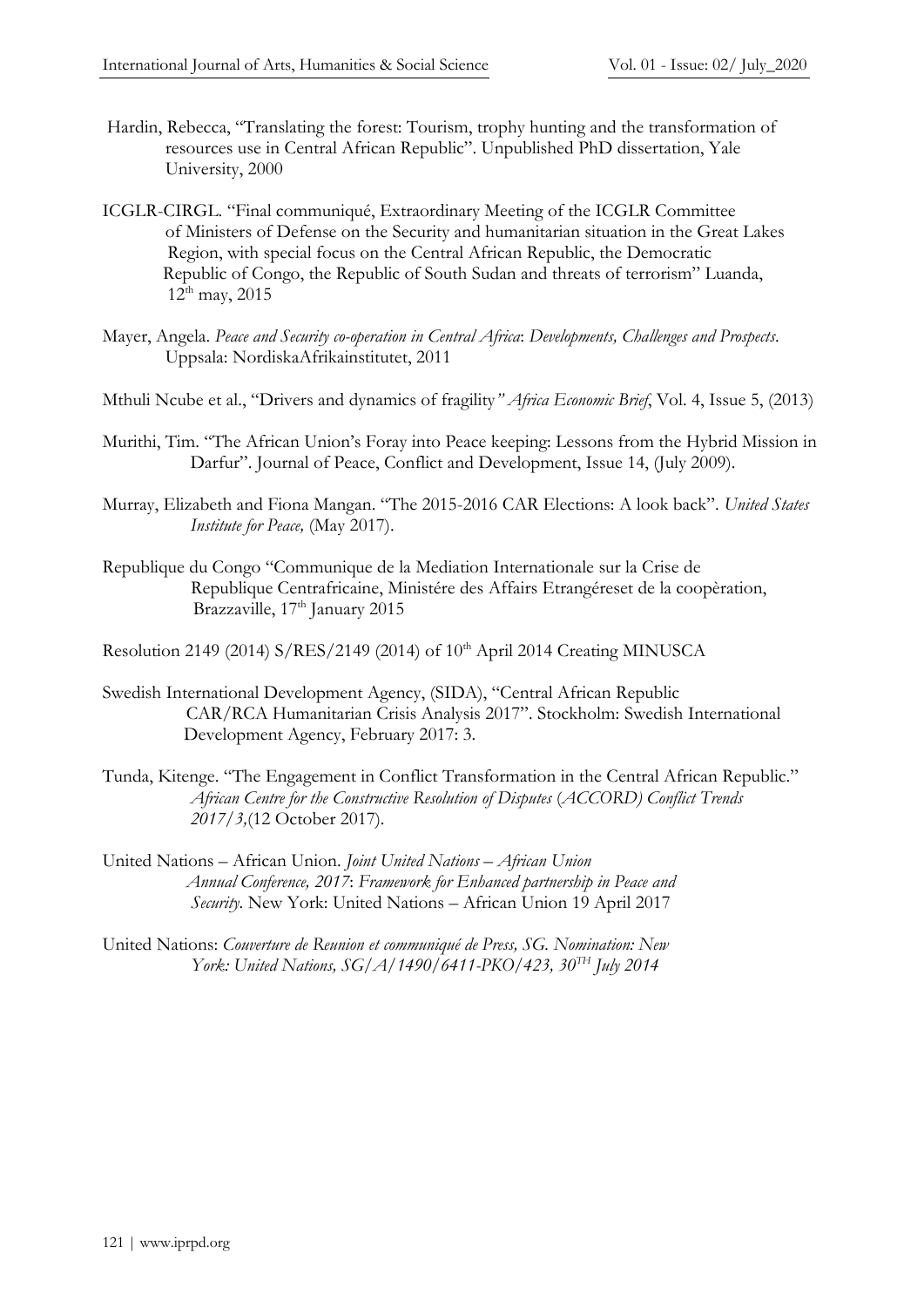Hardin, Rebecca, "Translating the forest: Tourism, trophy hunting and the transformation of resources use in Central African Republic". Unpublished PhD dissertation, Yale University, 2000

ICGLR-CIRGL. "Final communiqué, Extraordinary Meeting of the ICGLR Committee of Ministers of Defense on the Security and humanitarian situation in the Great Lakes Region, with special focus on the Central African Republic, the Democratic Republic of Congo, the Republic of South Sudan and threats of terrorism" Luanda, 12th may, 2015

Mayer, Angela. *Peace and Security co-operation in Central Africa*: *Developments, Challenges and Prospects*. Uppsala: NordiskaAfrikainstitutet, 2011

Mthuli Ncube et al., "Drivers and dynamics of fragility*" Africa Economic Brief*, Vol. 4, Issue 5, (2013)

Murithi, Tim. "The African Union's Foray into Peace keeping: Lessons from the Hybrid Mission in Darfur". Journal of Peace, Conflict and Development, Issue 14, (July 2009).

Murray, Elizabeth and Fiona Mangan. "The 2015-2016 CAR Elections: A look back". *United States Institute for Peace,* (May 2017).

Republique du Congo "Communique de la Mediation Internationale sur la Crise de Republique Centrafricaine, Ministére des Affairs Etrangéreset de la coopèration, Brazzaville, 17th January 2015

Resolution 2149 (2014) S/RES/2149 (2014) of 10th April 2014 Creating MINUSCA

Swedish International Development Agency, (SIDA), "Central African Republic CAR/RCA Humanitarian Crisis Analysis 2017". Stockholm: Swedish International Development Agency, February 2017: 3.

Tunda, Kitenge. "The Engagement in Conflict Transformation in the Central African Republic." *African Centre for the Constructive Resolution of Disputes* (*ACCORD) Conflict Trends 2017/3,*(12 October 2017).

United Nations – African Union. *Joint United Nations – African Union Annual Conference, 2017*: *Framework for Enhanced partnership in Peace and Security*. New York: United Nations – African Union 19 April 2017

United Nations: *Couverture de Reunion et communiqué de Press, SG. Nomination: New York: United Nations, SG/A/1490/6411-PKO/423, 30TH July 2014*